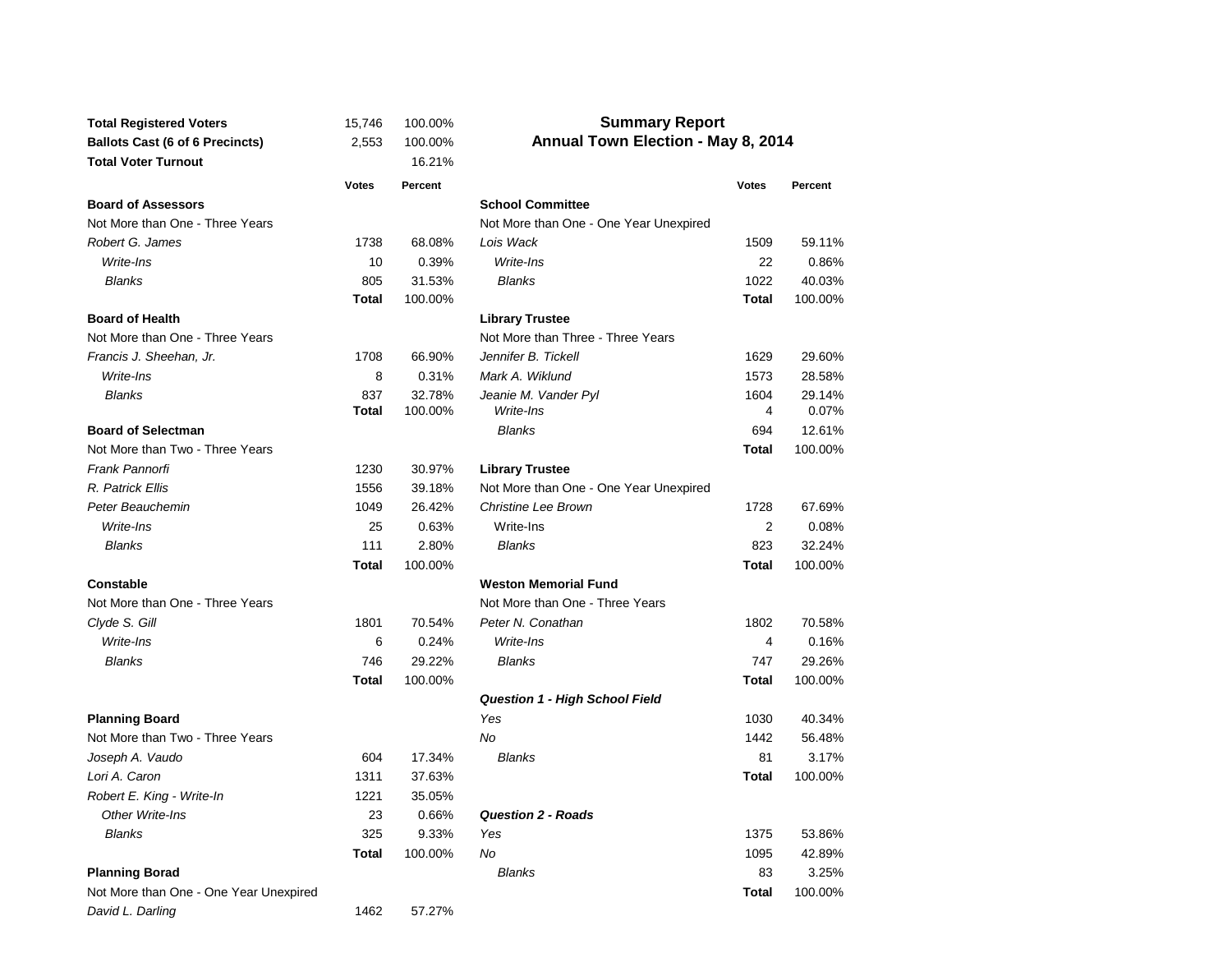# Summary Report
## Annual Town Election - May 8, 2014

| | | |
|---|---|---|
| **Total Registered Voters** | 15,746 | 100.00% |
| **Ballots Cast (6 of 6 Precincts)** | 2,553 | 100.00% |
| **Total Voter Turnout** | | 16.21% |

| | Votes | Percent |
|---|---|---|
| **Board of Assessors** | | |
| Not More than One - Three Years | | |
| *Robert G. James* | 1738 | 68.08% |
| *Write-Ins* | 10 | 0.39% |
| *Blanks* | 805 | 31.53% |
| | **Total** | 100.00% |
| **Board of Health** | | |
| Not More than One - Three Years | | |
| *Francis J. Sheehan, Jr.* | 1708 | 66.90% |
| *Write-Ins* | 8 | 0.31% |
| *Blanks* | 837 | 32.78% |
| | **Total** | 100.00% |
| **Board of Selectman** | | |
| Not More than Two - Three Years | | |
| *Frank Pannorfi* | 1230 | 30.97% |
| *R. Patrick Ellis* | 1556 | 39.18% |
| *Peter Beauchemin* | 1049 | 26.42% |
| *Write-Ins* | 25 | 0.63% |
| *Blanks* | 111 | 2.80% |
| | **Total** | 100.00% |
| **Constable** | | |
| Not More than One - Three Years | | |
| *Clyde S. Gill* | 1801 | 70.54% |
| *Write-Ins* | 6 | 0.24% |
| *Blanks* | 746 | 29.22% |
| | **Total** | 100.00% |
| **Planning Board** | | |
| Not More than Two - Three Years | | |
| *Joseph A. Vaudo* | 604 | 17.34% |
| *Lori A. Caron* | 1311 | 37.63% |
| *Robert E. King - Write-In* | 1221 | 35.05% |
| *Other Write-Ins* | 23 | 0.66% |
| *Blanks* | 325 | 9.33% |
| | **Total** | 100.00% |
| **Planning Borad** | | |
| Not More than One - One Year Unexpired | | |
| *David L. Darling* | 1462 | 57.27% |

| | Votes | Percent |
|---|---|---|
| **School Committee** | | |
| Not More than One - One Year Unexpired | | |
| *Lois Wack* | 1509 | 59.11% |
| *Write-Ins* | 22 | 0.86% |
| *Blanks* | 1022 | 40.03% |
| | **Total** | 100.00% |
| **Library Trustee** | | |
| Not More than Three - Three Years | | |
| *Jennifer B. Tickell* | 1629 | 29.60% |
| *Mark A. Wiklund* | 1573 | 28.58% |
| *Jeanie M. Vander Pyl* | 1604 | 29.14% |
| *Write-Ins* | 4 | 0.07% |
| *Blanks* | 694 | 12.61% |
| | **Total** | 100.00% |
| **Library Trustee** | | |
| Not More than One - One Year Unexpired | | |
| *Christine Lee Brown* | 1728 | 67.69% |
| Write-Ins | 2 | 0.08% |
| *Blanks* | 823 | 32.24% |
| | **Total** | 100.00% |
| **Weston Memorial Fund** | | |
| Not More than One - Three Years | | |
| *Peter N. Conathan* | 1802 | 70.58% |
| *Write-Ins* | 4 | 0.16% |
| *Blanks* | 747 | 29.26% |
| | **Total** | 100.00% |
| ***Question 1 - High School Field*** | | |
| *Yes* | 1030 | 40.34% |
| *No* | 1442 | 56.48% |
| *Blanks* | 81 | 3.17% |
| | **Total** | 100.00% |
| ***Question 2 - Roads*** | | |
| *Yes* | 1375 | 53.86% |
| *No* | 1095 | 42.89% |
| *Blanks* | 83 | 3.25% |
| | **Total** | 100.00% |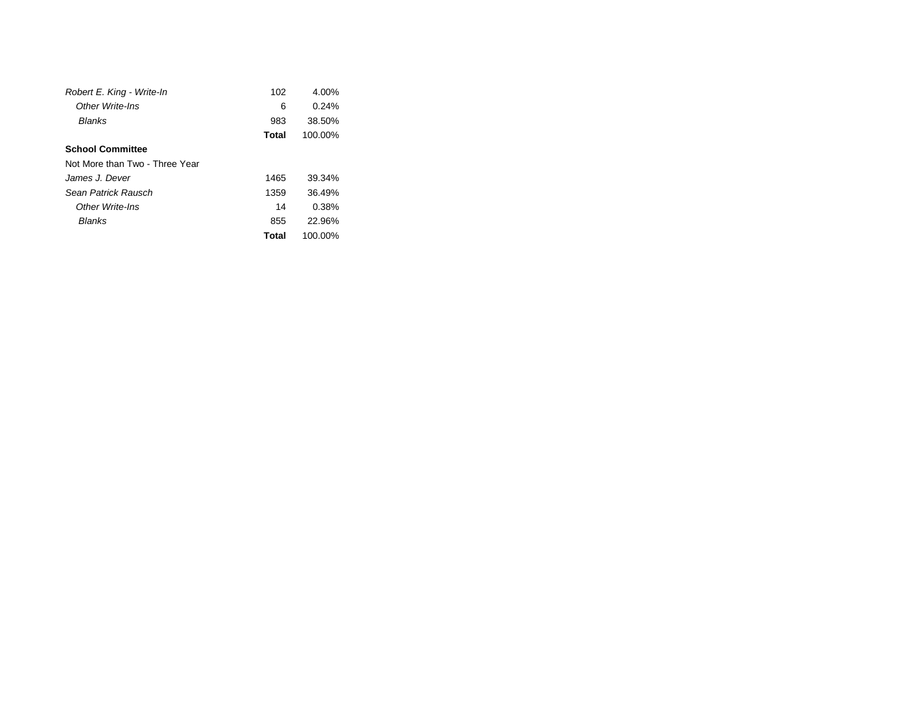| | | |
|---|---|---|
| *Robert E. King - Write-In* | 102 | 4.00% |
| *Other Write-Ins* | 6 | 0.24% |
| *Blanks* | 983 | 38.50% |
| | **Total** | 100.00% |

**School Committee**

Not More than Two - Three Year

| | | |
|---|---|---|
| *James J. Dever* | 1465 | 39.34% |
| *Sean Patrick Rausch* | 1359 | 36.49% |
| *Other Write-Ins* | 14 | 0.38% |
| *Blanks* | 855 | 22.96% |
| | **Total** | 100.00% |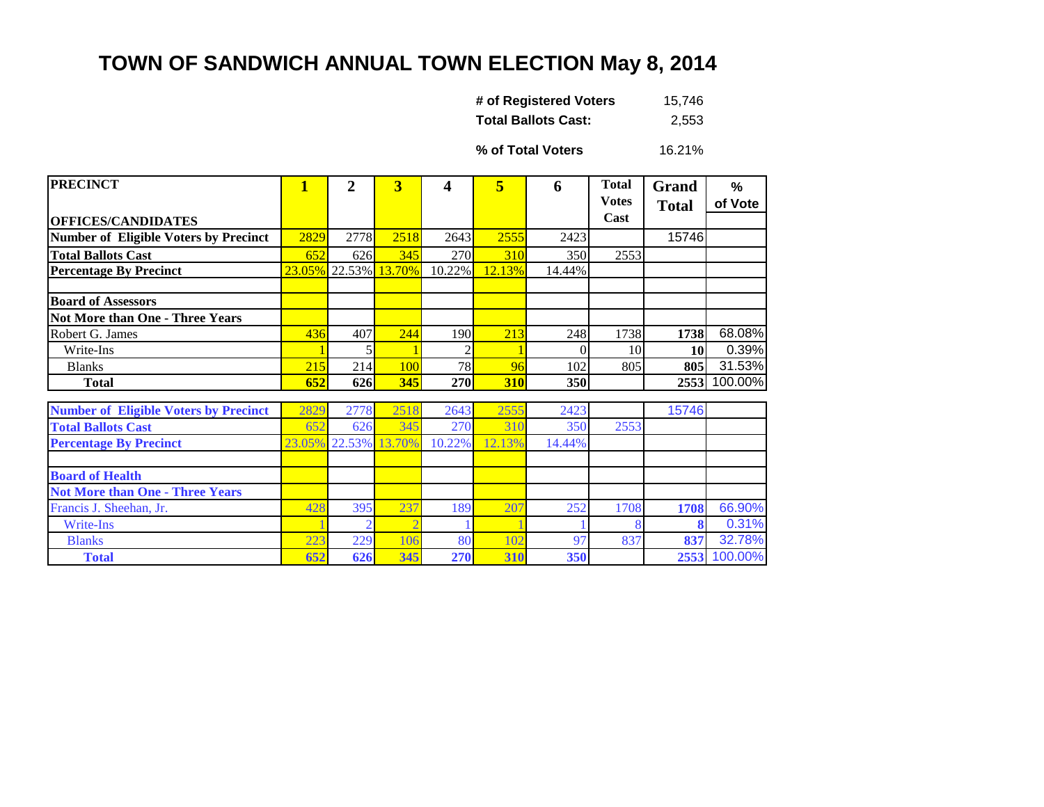# TOWN OF SANDWICH ANNUAL TOWN ELECTION May 8, 2014

| | |
|---|---|
| **# of Registered Voters** | 15,746 |
| **Total Ballots Cast:** | 2,553 |
| **% of Total Voters** | 16.21% |

| PRECINCT<br>OFFICES/CANDIDATES | 1 | 2 | 3 | 4 | 5 | 6 | Total Votes Cast | Grand Total | % of Vote |
|---|---|---|---|---|---|---|---|---|---|
| **Number of Eligible Voters by Precinct** | 2829 | 2778 | 2518 | 2643 | 2555 | 2423 | | 15746 | |
| **Total Ballots Cast** | 652 | 626 | 345 | 270 | 310 | 350 | 2553 | | |
| **Percentage By Precinct** | 23.05% | 22.53% | 13.70% | 10.22% | 12.13% | 14.44% | | | |
| | | | | | | | | | |
| **Board of Assessors** | | | | | | | | | |
| **Not More than One - Three Years** | | | | | | | | | |
| Robert G. James | 436 | 407 | 244 | 190 | 213 | 248 | 1738 | **1738** | 68.08% |
| Write-Ins | 1 | 5 | 1 | 2 | 1 | 0 | 10 | **10** | 0.39% |
| Blanks | 215 | 214 | 100 | 78 | 96 | 102 | 805 | **805** | 31.53% |
| **Total** | **652** | **626** | **345** | **270** | **310** | **350** | | **2553** | 100.00% |

| PRECINCT<br>OFFICES/CANDIDATES | 1 | 2 | 3 | 4 | 5 | 6 | Total Votes Cast | Grand Total | % of Vote |
|---|---|---|---|---|---|---|---|---|---|
| **Number of Eligible Voters by Precinct** | 2829 | 2778 | 2518 | 2643 | 2555 | 2423 | | 15746 | |
| **Total Ballots Cast** | 652 | 626 | 345 | 270 | 310 | 350 | 2553 | | |
| **Percentage By Precinct** | 23.05% | 22.53% | 13.70% | 10.22% | 12.13% | 14.44% | | | |
| | | | | | | | | | |
| **Board of Health** | | | | | | | | | |
| **Not More than One - Three Years** | | | | | | | | | |
| Francis J. Sheehan, Jr. | 428 | 395 | 237 | 189 | 207 | 252 | 1708 | **1708** | 66.90% |
| Write-Ins | 1 | 2 | 2 | 1 | 1 | 1 | 8 | **8** | 0.31% |
| Blanks | 223 | 229 | 106 | 80 | 102 | 97 | 837 | **837** | 32.78% |
| **Total** | **652** | **626** | **345** | **270** | **310** | **350** | | **2553** | 100.00% |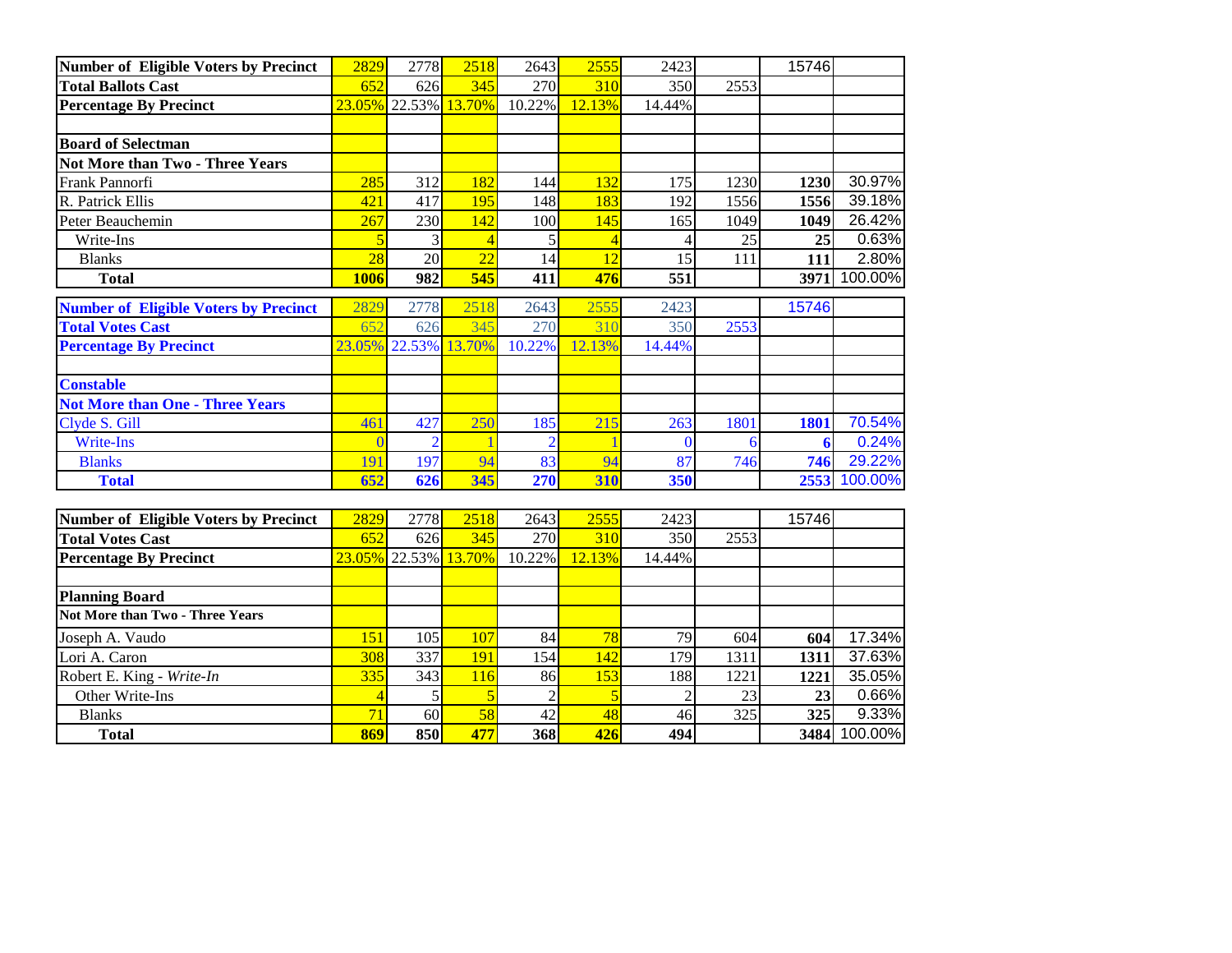| Number of Eligible Voters by Precinct | 2829 | 2778 | 2518 | 2643 | 2555 | 2423 | | 15746 | |
|---|---|---|---|---|---|---|---|---|---|
| **Total Ballots Cast** | 652 | 626 | 345 | 270 | 310 | 350 | 2553 | | |
| **Percentage By Precinct** | 23.05% | 22.53% | 13.70% | 10.22% | 12.13% | 14.44% | | | |
| | | | | | | | | | |
| **Board of Selectman** | | | | | | | | | |
| **Not More than Two - Three Years** | | | | | | | | | |
| Frank Pannorfi | 285 | 312 | 182 | 144 | 132 | 175 | 1230 | **1230** | 30.97% |
| R. Patrick Ellis | 421 | 417 | 195 | 148 | 183 | 192 | 1556 | **1556** | 39.18% |
| Peter Beauchemin | 267 | 230 | 142 | 100 | 145 | 165 | 1049 | **1049** | 26.42% |
| Write-Ins | 5 | 3 | 4 | 5 | 4 | 4 | 25 | **25** | 0.63% |
| Blanks | 28 | 20 | 22 | 14 | 12 | 15 | 111 | **111** | 2.80% |
| **Total** | **1006** | **982** | **545** | **411** | **476** | **551** | | **3971** | 100.00% |

| Number of Eligible Voters by Precinct | 2829 | 2778 | 2518 | 2643 | 2555 | 2423 | | 15746 | |
|---|---|---|---|---|---|---|---|---|---|
| **Total Votes Cast** | 652 | 626 | 345 | 270 | 310 | 350 | 2553 | | |
| **Percentage By Precinct** | 23.05% | 22.53% | 13.70% | 10.22% | 12.13% | 14.44% | | | |
| | | | | | | | | | |
| **Constable** | | | | | | | | | |
| **Not More than One - Three Years** | | | | | | | | | |
| Clyde S. Gill | 461 | 427 | 250 | 185 | 215 | 263 | 1801 | **1801** | 70.54% |
| Write-Ins | 0 | 2 | 1 | 2 | 1 | 0 | 6 | **6** | 0.24% |
| Blanks | 191 | 197 | 94 | 83 | 94 | 87 | 746 | **746** | 29.22% |
| **Total** | **652** | **626** | **345** | **270** | **310** | **350** | | **2553** | 100.00% |

| Number of Eligible Voters by Precinct | 2829 | 2778 | 2518 | 2643 | 2555 | 2423 | | 15746 | |
|---|---|---|---|---|---|---|---|---|---|
| **Total Votes Cast** | 652 | 626 | 345 | 270 | 310 | 350 | 2553 | | |
| **Percentage By Precinct** | 23.05% | 22.53% | 13.70% | 10.22% | 12.13% | 14.44% | | | |
| | | | | | | | | | |
| **Planning Board** | | | | | | | | | |
| **Not More than Two - Three Years** | | | | | | | | | |
| Joseph A. Vaudo | 151 | 105 | 107 | 84 | 78 | 79 | 604 | **604** | 17.34% |
| Lori A. Caron | 308 | 337 | 191 | 154 | 142 | 179 | 1311 | **1311** | 37.63% |
| Robert E. King - *Write-In* | 335 | 343 | 116 | 86 | 153 | 188 | 1221 | **1221** | 35.05% |
| Other Write-Ins | 4 | 5 | 5 | 2 | 5 | 2 | 23 | **23** | 0.66% |
| Blanks | 71 | 60 | 58 | 42 | 48 | 46 | 325 | **325** | 9.33% |
| **Total** | **869** | **850** | **477** | **368** | **426** | **494** | | **3484** | 100.00% |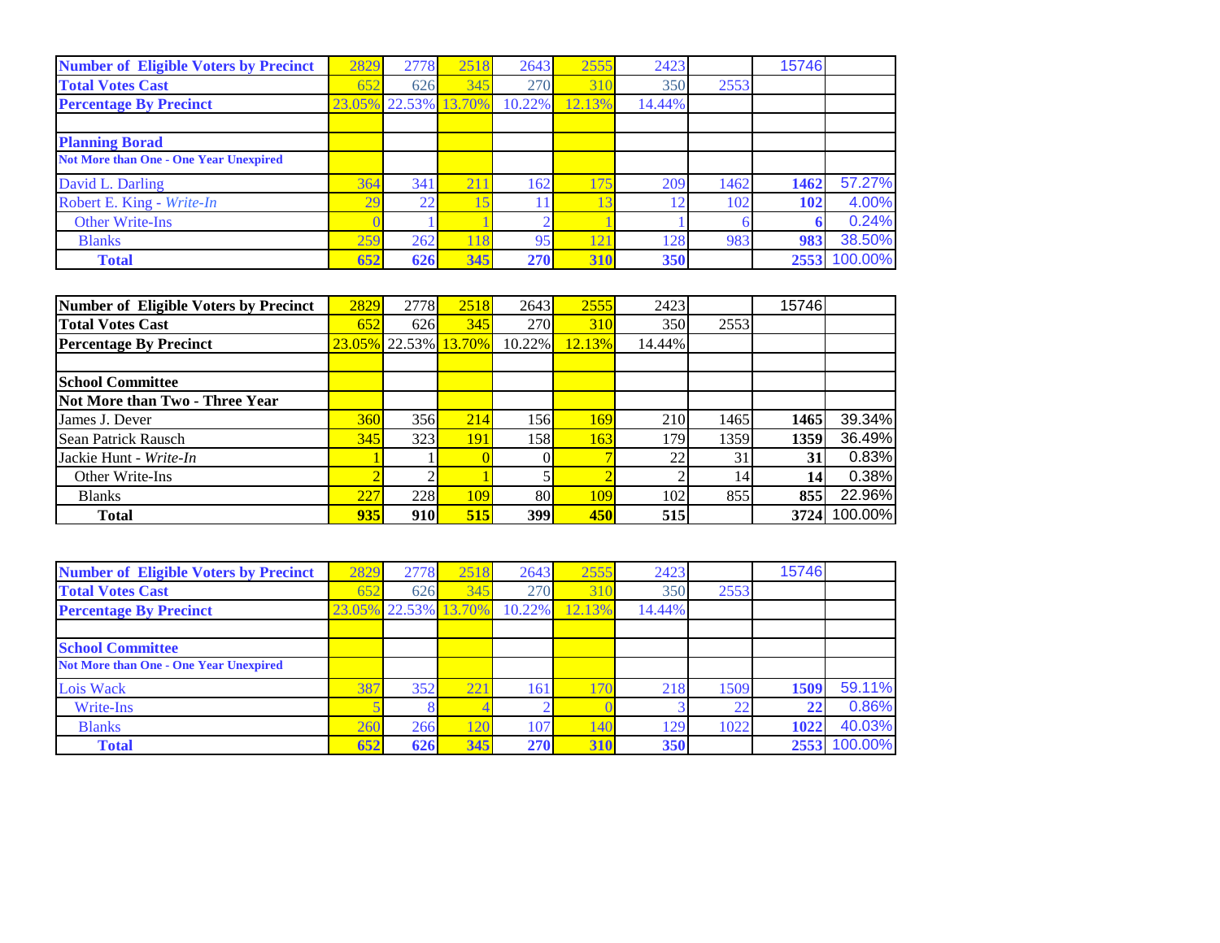| Number of Eligible Voters by Precinct | 2829 | 2778 | 2518 | 2643 | 2555 | 2423 | | 15746 | |
|---|---|---|---|---|---|---|---|---|---|
| **Total Votes Cast** | 652 | 626 | 345 | 270 | 310 | 350 | 2553 | | |
| **Percentage By Precinct** | 23.05% | 22.53% | 13.70% | 10.22% | 12.13% | 14.44% | | | |
| | | | | | | | | | |
| **Planning Borad** | | | | | | | | | |
| **Not More than One - One Year Unexpired** | | | | | | | | | |
| David L. Darling | 364 | 341 | 211 | 162 | 175 | 209 | 1462 | **1462** | 57.27% |
| Robert E. King - *Write-In* | 29 | 22 | 15 | 11 | 13 | 12 | 102 | **102** | 4.00% |
| Other Write-Ins | 0 | 1 | 1 | 2 | 1 | 1 | 6 | **6** | 0.24% |
| Blanks | 259 | 262 | 118 | 95 | 121 | 128 | 983 | **983** | 38.50% |
| **Total** | **652** | **626** | **345** | **270** | **310** | **350** | | **2553** | 100.00% |

| Number of Eligible Voters by Precinct | 2829 | 2778 | 2518 | 2643 | 2555 | 2423 | | 15746 | |
|---|---|---|---|---|---|---|---|---|---|
| **Total Votes Cast** | 652 | 626 | 345 | 270 | 310 | 350 | 2553 | | |
| **Percentage By Precinct** | 23.05% | 22.53% | 13.70% | 10.22% | 12.13% | 14.44% | | | |
| | | | | | | | | | |
| **School Committee** | | | | | | | | | |
| **Not More than Two - Three Year** | | | | | | | | | |
| James J. Dever | 360 | 356 | 214 | 156 | 169 | 210 | 1465 | **1465** | 39.34% |
| Sean Patrick Rausch | 345 | 323 | 191 | 158 | 163 | 179 | 1359 | **1359** | 36.49% |
| Jackie Hunt - *Write-In* | 1 | 1 | 0 | 0 | 7 | 22 | 31 | **31** | 0.83% |
| Other Write-Ins | 2 | 2 | 1 | 5 | 2 | 2 | 14 | **14** | 0.38% |
| Blanks | 227 | 228 | 109 | 80 | 109 | 102 | 855 | **855** | 22.96% |
| **Total** | **935** | **910** | **515** | **399** | **450** | **515** | | **3724** | 100.00% |

| Number of Eligible Voters by Precinct | 2829 | 2778 | 2518 | 2643 | 2555 | 2423 | | 15746 | |
|---|---|---|---|---|---|---|---|---|---|
| **Total Votes Cast** | 652 | 626 | 345 | 270 | 310 | 350 | 2553 | | |
| **Percentage By Precinct** | 23.05% | 22.53% | 13.70% | 10.22% | 12.13% | 14.44% | | | |
| | | | | | | | | | |
| **School Committee** | | | | | | | | | |
| **Not More than One - One Year Unexpired** | | | | | | | | | |
| Lois Wack | 387 | 352 | 221 | 161 | 170 | 218 | 1509 | **1509** | 59.11% |
| Write-Ins | 5 | 8 | 4 | 2 | 0 | 3 | 22 | **22** | 0.86% |
| Blanks | 260 | 266 | 120 | 107 | 140 | 129 | 1022 | **1022** | 40.03% |
| **Total** | **652** | **626** | **345** | **270** | **310** | **350** | | **2553** | 100.00% |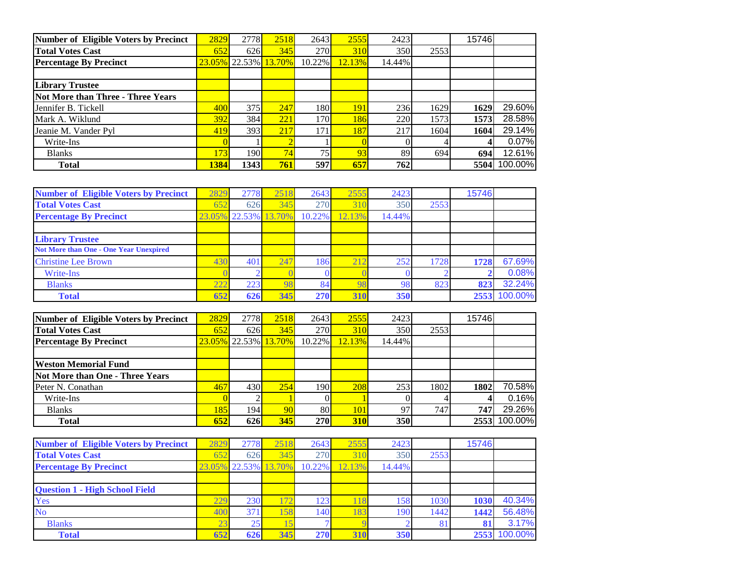| Number of Eligible Voters by Precinct | 2829 | 2778 | 2518 | 2643 | 2555 | 2423 | | 15746 | |
|---|---|---|---|---|---|---|---|---|---|
| **Total Votes Cast** | 652 | 626 | 345 | 270 | 310 | 350 | 2553 | | |
| **Percentage By Precinct** | 23.05% | 22.53% | 13.70% | 10.22% | 12.13% | 14.44% | | | |
| | | | | | | | | | |
| **Library Trustee** | | | | | | | | | |
| **Not More than Three - Three Years** | | | | | | | | | |
| Jennifer B. Tickell | 400 | 375 | 247 | 180 | 191 | 236 | 1629 | **1629** | 29.60% |
| Mark A. Wiklund | 392 | 384 | 221 | 170 | 186 | 220 | 1573 | **1573** | 28.58% |
| Jeanie M. Vander Pyl | 419 | 393 | 217 | 171 | 187 | 217 | 1604 | **1604** | 29.14% |
| Write-Ins | 0 | 1 | 2 | 1 | 0 | 0 | 4 | **4** | 0.07% |
| Blanks | 173 | 190 | 74 | 75 | 93 | 89 | 694 | **694** | 12.61% |
| **Total** | **1384** | **1343** | **761** | **597** | **657** | **762** | | **5504** | 100.00% |

| Number of Eligible Voters by Precinct | 2829 | 2778 | 2518 | 2643 | 2555 | 2423 | | 15746 | |
|---|---|---|---|---|---|---|---|---|---|
| **Total Votes Cast** | 652 | 626 | 345 | 270 | 310 | 350 | 2553 | | |
| **Percentage By Precinct** | 23.05% | 22.53% | 13.70% | 10.22% | 12.13% | 14.44% | | | |
| | | | | | | | | | |
| **Library Trustee** | | | | | | | | | |
| **Not More than One - One Year Unexpired** | | | | | | | | | |
| Christine Lee Brown | 430 | 401 | 247 | 186 | 212 | 252 | 1728 | **1728** | 67.69% |
| Write-Ins | 0 | 2 | 0 | 0 | 0 | 0 | 2 | **2** | 0.08% |
| Blanks | 222 | 223 | 98 | 84 | 98 | 98 | 823 | **823** | 32.24% |
| **Total** | **652** | **626** | **345** | **270** | **310** | **350** | | **2553** | 100.00% |

| Number of Eligible Voters by Precinct | 2829 | 2778 | 2518 | 2643 | 2555 | 2423 | | 15746 | |
|---|---|---|---|---|---|---|---|---|---|
| **Total Votes Cast** | 652 | 626 | 345 | 270 | 310 | 350 | 2553 | | |
| **Percentage By Precinct** | 23.05% | 22.53% | 13.70% | 10.22% | 12.13% | 14.44% | | | |
| | | | | | | | | | |
| **Weston Memorial Fund** | | | | | | | | | |
| **Not More than One - Three Years** | | | | | | | | | |
| Peter N. Conathan | 467 | 430 | 254 | 190 | 208 | 253 | 1802 | **1802** | 70.58% |
| Write-Ins | 0 | 2 | 1 | 0 | 1 | 0 | 4 | **4** | 0.16% |
| Blanks | 185 | 194 | 90 | 80 | 101 | 97 | 747 | **747** | 29.26% |
| **Total** | **652** | **626** | **345** | **270** | **310** | **350** | | **2553** | 100.00% |

| Number of Eligible Voters by Precinct | 2829 | 2778 | 2518 | 2643 | 2555 | 2423 | | 15746 | |
|---|---|---|---|---|---|---|---|---|---|
| **Total Votes Cast** | 652 | 626 | 345 | 270 | 310 | 350 | 2553 | | |
| **Percentage By Precinct** | 23.05% | 22.53% | 13.70% | 10.22% | 12.13% | 14.44% | | | |
| | | | | | | | | | |
| **Question 1 - High School Field** | | | | | | | | | |
| Yes | 229 | 230 | 172 | 123 | 118 | 158 | 1030 | **1030** | 40.34% |
| No | 400 | 371 | 158 | 140 | 183 | 190 | 1442 | **1442** | 56.48% |
| Blanks | 23 | 25 | 15 | 7 | 9 | 2 | 81 | **81** | 3.17% |
| **Total** | **652** | **626** | **345** | **270** | **310** | **350** | | **2553** | 100.00% |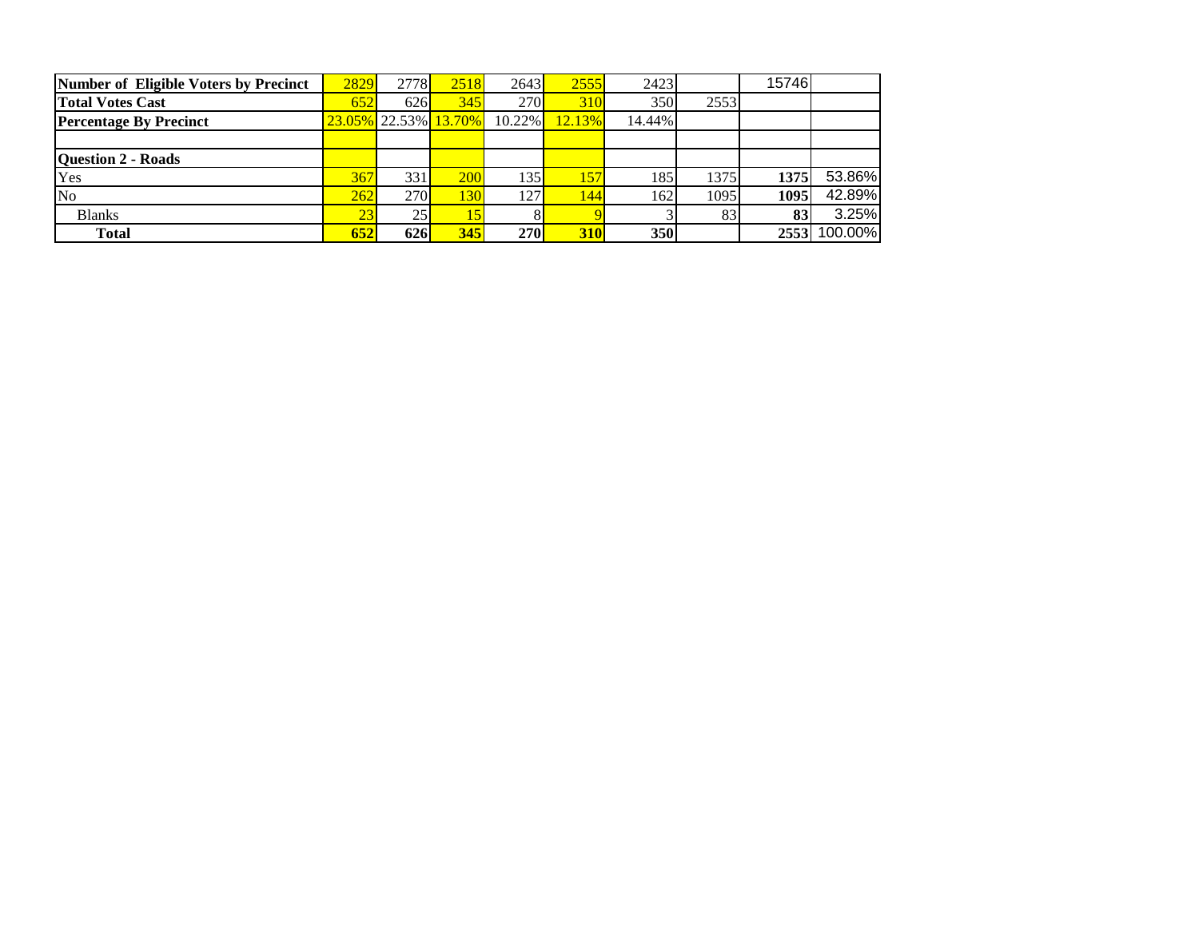| Number of Eligible Voters by Precinct | 2829 | 2778 | 2518 | 2643 | 2555 | 2423 | | 15746 | |
|---|---|---|---|---|---|---|---|---|---|
| **Total Votes Cast** | 652 | 626 | 345 | 270 | 310 | 350 | 2553 | | |
| **Percentage By Precinct** | 23.05% | 22.53% | 13.70% | 10.22% | 12.13% | 14.44% | | | |
| | | | | | | | | | |
| **Question 2 - Roads** | | | | | | | | | |
| Yes | 367 | 331 | 200 | 135 | 157 | 185 | 1375 | **1375** | 53.86% |
| No | 262 | 270 | 130 | 127 | 144 | 162 | 1095 | **1095** | 42.89% |
| Blanks | 23 | 25 | 15 | 8 | 9 | 3 | 83 | **83** | 3.25% |
| **Total** | **652** | **626** | **345** | **270** | **310** | **350** | | **2553** | 100.00% |